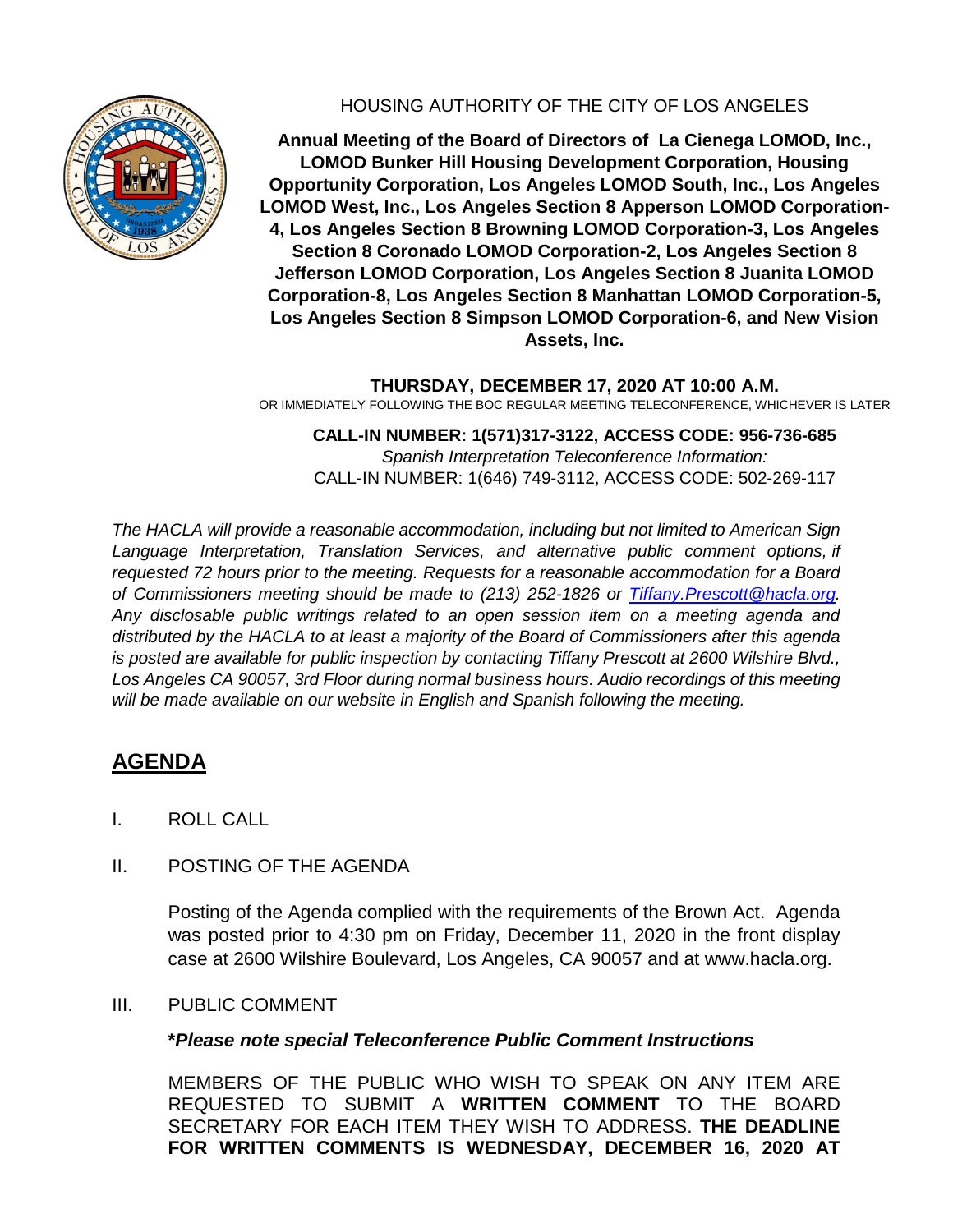HOUSING AUTHORITY OF THE CITY OF LOS ANGELES

**Annual Meeting of the Board of Directors of La Cienega LOMOD, Inc., LOMOD Bunker Hill Housing Development Corporation, Housing Opportunity Corporation, Los Angeles LOMOD South, Inc., Los Angeles LOMOD West, Inc., Los Angeles Section 8 Apperson LOMOD Corporation-4, Los Angeles Section 8 Browning LOMOD Corporation-3, Los Angeles Section 8 Coronado LOMOD Corporation-2, Los Angeles Section 8 Jefferson LOMOD Corporation, Los Angeles Section 8 Juanita LOMOD Corporation-8, Los Angeles Section 8 Manhattan LOMOD Corporation-5, Los Angeles Section 8 Simpson LOMOD Corporation-6, and New Vision Assets, Inc.**

**THURSDAY, DECEMBER 17, 2020 AT 10:00 A.M.**

OR IMMEDIATELY FOLLOWING THE BOC REGULAR MEETING TELECONFERENCE, WHICHEVER IS LATER

**CALL-IN NUMBER: 1(571)317-3122, ACCESS CODE: 956-736-685**

*Spanish Interpretation Teleconference Information:*

CALL-IN NUMBER: 1(646) 749-3112, ACCESS CODE: 502-269-117

*The HACLA will provide a reasonable accommodation, including but not limited to American Sign Language Interpretation, Translation Services, and alternative public comment options, if requested 72 hours prior to the meeting. Requests for a reasonable accommodation for a Board of Commissioners meeting should be made to (213) 252-1826 or Tiffany.Prescott@hacla.org. Any disclosable public writings related to an open session item on a meeting agenda and distributed by the HACLA to at least a majority of the Board of Commissioners after this agenda is posted are available for public inspection by contacting Tiffany Prescott at 2600 Wilshire Blvd., Los Angeles CA 90057, 3rd Floor during normal business hours. Audio recordings of this meeting will be made available on our website in English and Spanish following the meeting.*

## AGENDA

I. ROLL CALL

II. POSTING OF THE AGENDA

Posting of the Agenda complied with the requirements of the Brown Act. Agenda was posted prior to 4:30 pm on Friday, December 11, 2020 in the front display case at 2600 Wilshire Boulevard, Los Angeles, CA 90057 and at www.hacla.org.

III. PUBLIC COMMENT

***Please note special Teleconference Public Comment Instructions***

MEMBERS OF THE PUBLIC WHO WISH TO SPEAK ON ANY ITEM ARE REQUESTED TO SUBMIT A **WRITTEN COMMENT** TO THE BOARD SECRETARY FOR EACH ITEM THEY WISH TO ADDRESS. **THE DEADLINE FOR WRITTEN COMMENTS IS WEDNESDAY, DECEMBER 16, 2020 AT**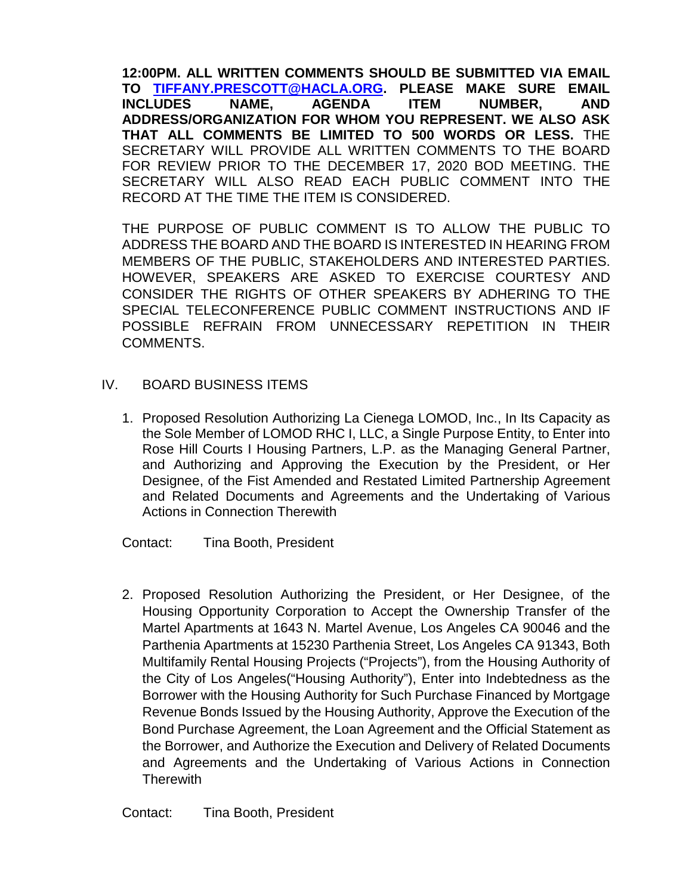**12:00PM. ALL WRITTEN COMMENTS SHOULD BE SUBMITTED VIA EMAIL TO [TIFFANY.PRESCOTT@HACLA.ORG](mailto:TIFFANY.PRESCOTT@HACLA.ORG). PLEASE MAKE SURE EMAIL INCLUDES NAME, AGENDA ITEM NUMBER, AND ADDRESS/ORGANIZATION FOR WHOM YOU REPRESENT. WE ALSO ASK THAT ALL COMMENTS BE LIMITED TO 500 WORDS OR LESS.** THE SECRETARY WILL PROVIDE ALL WRITTEN COMMENTS TO THE BOARD FOR REVIEW PRIOR TO THE DECEMBER 17, 2020 BOD MEETING. THE SECRETARY WILL ALSO READ EACH PUBLIC COMMENT INTO THE RECORD AT THE TIME THE ITEM IS CONSIDERED.

THE PURPOSE OF PUBLIC COMMENT IS TO ALLOW THE PUBLIC TO ADDRESS THE BOARD AND THE BOARD IS INTERESTED IN HEARING FROM MEMBERS OF THE PUBLIC, STAKEHOLDERS AND INTERESTED PARTIES. HOWEVER, SPEAKERS ARE ASKED TO EXERCISE COURTESY AND CONSIDER THE RIGHTS OF OTHER SPEAKERS BY ADHERING TO THE SPECIAL TELECONFERENCE PUBLIC COMMENT INSTRUCTIONS AND IF POSSIBLE REFRAIN FROM UNNECESSARY REPETITION IN THEIR COMMENTS.

## IV. BOARD BUSINESS ITEMS

1. Proposed Resolution Authorizing La Cienega LOMOD, Inc., In Its Capacity as the Sole Member of LOMOD RHC I, LLC, a Single Purpose Entity, to Enter into Rose Hill Courts I Housing Partners, L.P. as the Managing General Partner, and Authorizing and Approving the Execution by the President, or Her Designee, of the Fist Amended and Restated Limited Partnership Agreement and Related Documents and Agreements and the Undertaking of Various Actions in Connection Therewith

   Contact: Tina Booth, President

2. Proposed Resolution Authorizing the President, or Her Designee, of the Housing Opportunity Corporation to Accept the Ownership Transfer of the Martel Apartments at 1643 N. Martel Avenue, Los Angeles CA 90046 and the Parthenia Apartments at 15230 Parthenia Street, Los Angeles CA 91343, Both Multifamily Rental Housing Projects ("Projects"), from the Housing Authority of the City of Los Angeles("Housing Authority"), Enter into Indebtedness as the Borrower with the Housing Authority for Such Purchase Financed by Mortgage Revenue Bonds Issued by the Housing Authority, Approve the Execution of the Bond Purchase Agreement, the Loan Agreement and the Official Statement as the Borrower, and Authorize the Execution and Delivery of Related Documents and Agreements and the Undertaking of Various Actions in Connection Therewith

   Contact: Tina Booth, President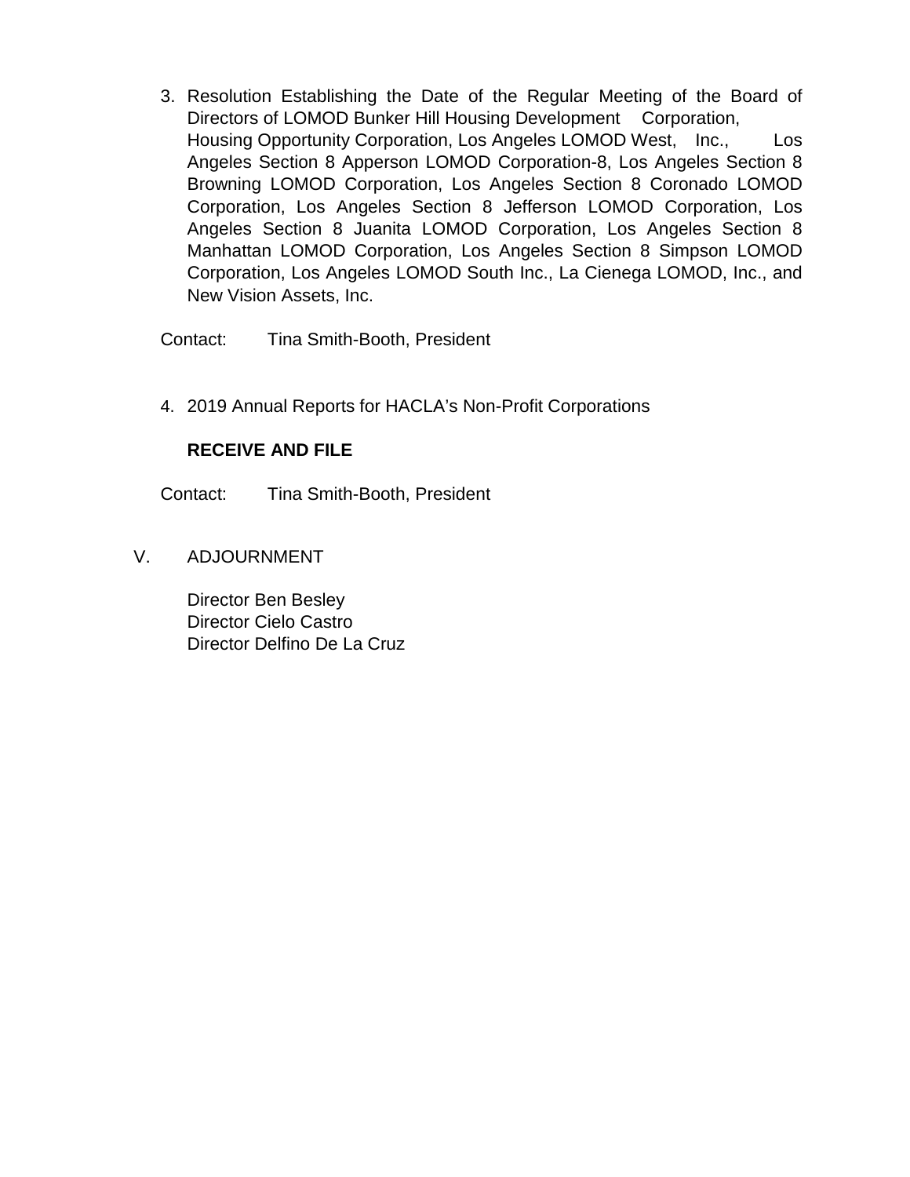3. Resolution Establishing the Date of the Regular Meeting of the Board of Directors of LOMOD Bunker Hill Housing Development Corporation, Housing Opportunity Corporation, Los Angeles LOMOD West, Inc., Los Angeles Section 8 Apperson LOMOD Corporation-8, Los Angeles Section 8 Browning LOMOD Corporation, Los Angeles Section 8 Coronado LOMOD Corporation, Los Angeles Section 8 Jefferson LOMOD Corporation, Los Angeles Section 8 Juanita LOMOD Corporation, Los Angeles Section 8 Manhattan LOMOD Corporation, Los Angeles Section 8 Simpson LOMOD Corporation, Los Angeles LOMOD South Inc., La Cienega LOMOD, Inc., and New Vision Assets, Inc.

   Contact: Tina Smith-Booth, President

4. 2019 Annual Reports for HACLA's Non-Profit Corporations

   **RECEIVE AND FILE**

   Contact: Tina Smith-Booth, President

V. ADJOURNMENT

Director Ben Besley
Director Cielo Castro
Director Delfino De La Cruz